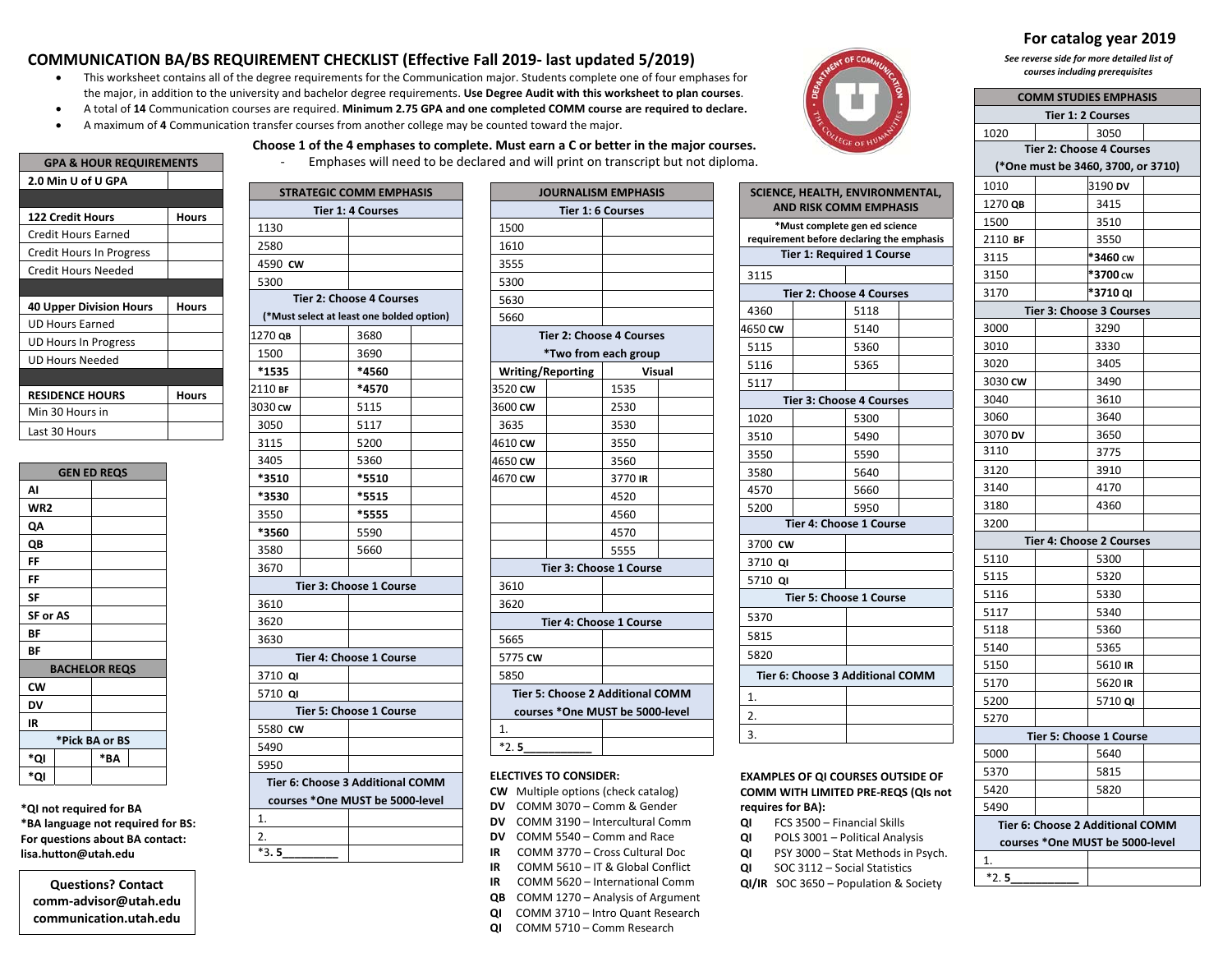For catalog year 2019

*See reverse side for more detailed list of courses including prerequisites*

# COMMUNICATION BA/BS REQUIREMENT CHECKLIST (Effective Fall 2019- last updated 5/2019)

- This worksheet contains all of the degree requirements for the Communication major. Students complete one of four emphases for the major, in addition to the university and bachelor degree requirements. **Use Degree Audit with this worksheet to plan courses**.
- A total of **14** Communication courses are required. **Minimum 2.75 GPA and one completed COMM course are required to declare.**
- A maximum of **4** Communication transfer courses from another college may be counted toward the major.

**Choose 1 of the 4 emphases to complete. Must earn a C or better in the major courses.**

- Emphases will need to be declared and will print on transcript but not diploma.

| GPA & HOUR REQUIREMENTS | |
|---|---|
| **2.0 Min U of U GPA** | |
| | |
| **122 Credit Hours** | **Hours** |
| Credit Hours Earned | |
| Credit Hours In Progress | |
| Credit Hours Needed | |
| | |
| **40 Upper Division Hours** | **Hours** |
| UD Hours Earned | |
| UD Hours In Progress | |
| UD Hours Needed | |
| | |
| **RESIDENCE HOURS** | **Hours** |
| Min 30 Hours in | |
| Last 30 Hours | |

| GEN ED REQS | | | |
|---|---|---|---|
| **AI** | | | |
| **WR2** | | | |
| **QA** | | | |
| **QB** | | | |
| **FF** | | | |
| **FF** | | | |
| **SF** | | | |
| **SF or AS** | | | |
| **BF** | | | |
| **BF** | | | |
| **BACHELOR REQS** | | | |
| **CW** | | | |
| **DV** | | | |
| **IR** | | | |
| ***Pick BA or BS** | | | |
| ***QI** | | ***BA** | |
| ***QI** | | | |

**\*QI not required for BA**
**\*BA language not required for BS:**
**For questions about BA contact:**
**lisa.hutton@utah.edu**

**Questions? Contact**
**comm-advisor@utah.edu**
**communication.utah.edu**

| STRATEGIC COMM EMPHASIS | | | |
|---|---|---|---|
| **Tier 1: 4 Courses** | | | |
| 1130 | | | |
| 2580 | | | |
| 4590 **CW** | | | |
| 5300 | | | |
| **Tier 2: Choose 4 Courses (\*Must select at least one bolded option)** | | | |
| 1270 **QB** | | 3680 | |
| 1500 | | 3690 | |
| **\*1535** | | **\*4560** | |
| 2110 **BF** | | **\*4570** | |
| 3030 **CW** | | 5115 | |
| 3050 | | 5117 | |
| 3115 | | 5200 | |
| 3405 | | 5360 | |
| **\*3510** | | **\*5510** | |
| **\*3530** | | **\*5515** | |
| 3550 | | **\*5555** | |
| **\*3560** | | 5590 | |
| 3580 | | 5660 | |
| 3670 | | | |
| **Tier 3: Choose 1 Course** | | | |
| 3610 | | | |
| 3620 | | | |
| 3630 | | | |
| **Tier 4: Choose 1 Course** | | | |
| 3710 **QI** | | | |
| 5710 **QI** | | | |
| **Tier 5: Choose 1 Course** | | | |
| 5580 **CW** | | | |
| 5490 | | | |
| 5950 | | | |
| **Tier 6: Choose 3 Additional COMM courses \*One MUST be 5000-level** | | | |
| 1. | | | |
| 2. | | | |
| *3. 5_________ | | | |

| JOURNALISM EMPHASIS | | | |
|---|---|---|---|
| **Tier 1: 6 Courses** | | | |
| 1500 | | | |
| 1610 | | | |
| 3555 | | | |
| 5300 | | | |
| 5630 | | | |
| 5660 | | | |
| **Tier 2: Choose 4 Courses \*Two from each group** | | | |
| **Writing/Reporting** | | **Visual** | |
| 3520 **CW** | | 1535 | |
| 3600 **CW** | | 2530 | |
| 3635 | | 3530 | |
| 4610 **CW** | | 3550 | |
| 4650 **CW** | | 3560 | |
| 4670 **CW** | | 3770 **IR** | |
| | | 4520 | |
| | | 4560 | |
| | | 4570 | |
| | | 5555 | |
| **Tier 3: Choose 1 Course** | | | |
| 3610 | | | |
| 3620 | | | |
| **Tier 4: Choose 1 Course** | | | |
| 5665 | | | |
| 5775 **CW** | | | |
| 5850 | | | |
| **Tier 5: Choose 2 Additional COMM courses \*One MUST be 5000-level** | | | |
| 1. | | | |
| *2. **5**___________ | | | |

**ELECTIVES TO CONSIDER:**

- **CW** Multiple options (check catalog)
- **DV** COMM 3070 – Comm & Gender
- **DV** COMM 3190 – Intercultural Comm
- **DV** COMM 5540 – Comm and Race
- **IR** COMM 3770 – Cross Cultural Doc
- **IR** COMM 5610 – IT & Global Conflict
- **IR** COMM 5620 – International Comm
- **QB** COMM 1270 – Analysis of Argument
- **QI** COMM 3710 – Intro Quant Research
- **QI** COMM 5710 – Comm Research

| SCIENCE, HEALTH, ENVIRONMENTAL, AND RISK COMM EMPHASIS | | | |
|---|---|---|---|
| **\*Must complete gen ed science requirement before declaring the emphasis** | | | |
| **Tier 1: Required 1 Course** | | | |
| 3115 | | | |
| **Tier 2: Choose 4 Courses** | | | |
| 4360 | | 5118 | |
| 4650 **CW** | | 5140 | |
| 5115 | | 5360 | |
| 5116 | | 5365 | |
| 5117 | | | |
| **Tier 3: Choose 4 Courses** | | | |
| 1020 | | 5300 | |
| 3510 | | 5490 | |
| 3550 | | 5590 | |
| 3580 | | 5640 | |
| 4570 | | 5660 | |
| 5200 | | 5950 | |
| **Tier 4: Choose 1 Course** | | | |
| 3700 **CW** | | | |
| 3710 **QI** | | | |
| 5710 **QI** | | | |
| **Tier 5: Choose 1 Course** | | | |
| 5370 | | | |
| 5815 | | | |
| 5820 | | | |
| **Tier 6: Choose 3 Additional COMM** | | | |
| 1. | | | |
| 2. | | | |
| 3. | | | |

**EXAMPLES OF QI COURSES OUTSIDE OF COMM WITH LIMITED PRE-REQS (QIs not requires for BA):**

- **QI** FCS 3500 – Financial Skills
- **QI** POLS 3001 – Political Analysis
- **QI** PSY 3000 – Stat Methods in Psych.
- **QI** SOC 3112 – Social Statistics
- **QI/IR** SOC 3650 – Population & Society

| COMM STUDIES EMPHASIS | | | |
|---|---|---|---|
| **Tier 1: 2 Courses** | | | |
| 1020 | | 3050 | |
| **Tier 2: Choose 4 Courses (\*One must be 3460, 3700, or 3710)** | | | |
| 1010 | | 3190 **DV** | |
| 1270 **QB** | | 3415 | |
| 1500 | | 3510 | |
| 2110 **BF** | | 3550 | |
| 3115 | | **\*3460 CW** | |
| 3150 | | **\*3700 CW** | |
| 3170 | | **\*3710 QI** | |
| **Tier 3: Choose 3 Courses** | | | |
| 3000 | | 3290 | |
| 3010 | | 3330 | |
| 3020 | | 3405 | |
| 3030 **CW** | | 3490 | |
| 3040 | | 3610 | |
| 3060 | | 3640 | |
| 3070 **DV** | | 3650 | |
| 3110 | | 3775 | |
| 3120 | | 3910 | |
| 3140 | | 4170 | |
| 3180 | | 4360 | |
| 3200 | | | |
| **Tier 4: Choose 2 Courses** | | | |
| 5110 | | 5300 | |
| 5115 | | 5320 | |
| 5116 | | 5330 | |
| 5117 | | 5340 | |
| 5118 | | 5360 | |
| 5140 | | 5365 | |
| 5150 | | 5610 **IR** | |
| 5170 | | 5620 **IR** | |
| 5200 | | 5710 **QI** | |
| 5270 | | | |
| **Tier 5: Choose 1 Course** | | | |
| 5000 | | 5640 | |
| 5370 | | 5815 | |
| 5420 | | 5820 | |
| 5490 | | | |
| **Tier 6: Choose 2 Additional COMM courses \*One MUST be 5000-level** | | | |
| 1. | | | |
| *2. **5**___________ | | | |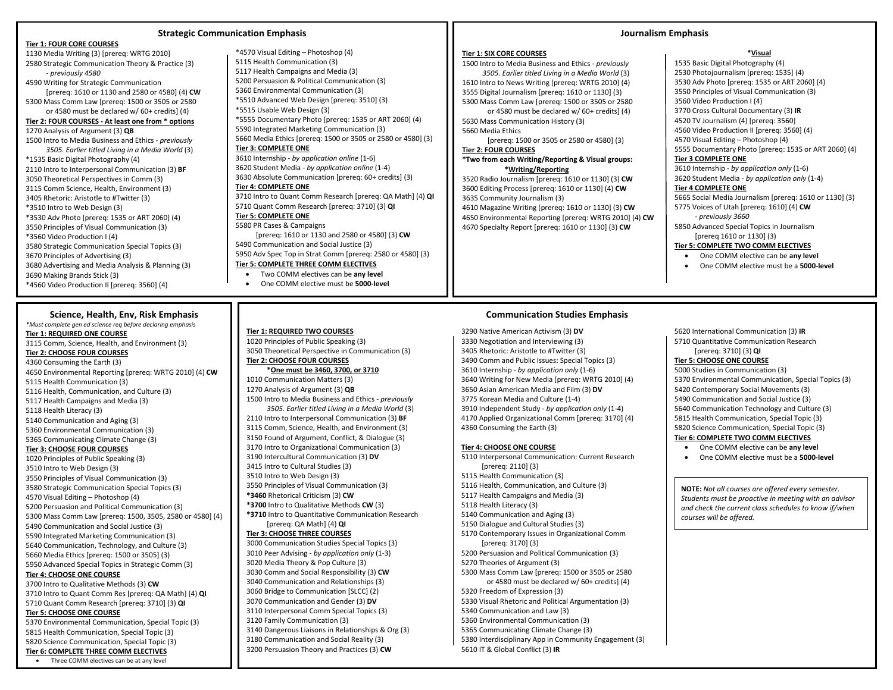## Strategic Communication Emphasis

**Tier 1: FOUR CORE COURSES**

1130 Media Writing (3) [prereq: WRTG 2010]
2580 Strategic Communication Theory & Practice (3) *- previously 4580*
4590 Writing for Strategic Communication [prereq: 1610 or 1130 and 2580 or 4580] (4) **CW**
5300 Mass Comm Law [prereq: 1500 or 3505 or 2580 or 4580 must be declared w/ 60+ credits] (4)

**Tier 2: FOUR COURSES - At least one from * options**

1270 Analysis of Argument (3) **QB**
1500 Intro to Media Business and Ethics - *previously 3505. Earlier titled Living in a Media World* (3)
*1535 Basic Digital Photography (4)
2110 Intro to Interpersonal Communication (3) **BF**
3050 Theoretical Perspectives in Comm (3)
3115 Comm Science, Health, Environment (3)
3405 Rhetoric: Aristotle to #Twitter (3)
*3510 Intro to Web Design (3)
*3530 Adv Photo [prereq: 1535 or ART 2060] (4)
3550 Principles of Visual Communication (3)
*3560 Video Production I (4)
3580 Strategic Communication Special Topics (3)
3670 Principles of Advertising (3)
3680 Advertising and Media Analysis & Planning (3)
3690 Making Brands Stick (3)
*4560 Video Production II [prereq: 3560] (4)
*4570 Visual Editing – Photoshop (4)
5115 Health Communication (3)
5117 Health Campaigns and Media (3)
5200 Persuasion & Political Communication (3)
5360 Environmental Communication (3)
*5510 Advanced Web Design [prereq: 3510] (3)
*5515 Usable Web Design (3)
*5555 Documentary Photo [prereq: 1535 or ART 2060] (4)
5590 Integrated Marketing Communication (3)
5660 Media Ethics [prereq: 1500 or 3505 or 2580 or 4580] (3)

**Tier 3: COMPLETE ONE**

3610 Internship - *by application online* (1-6)
3620 Student Media - *by application online* (1-4)
3630 Absolute Communication [prereq: 60+ credits] (3)

**Tier 4: COMPLETE ONE**

3710 Intro to Quant Comm Research [prereq: QA Math] (4) **QI**
5710 Quant Comm Research [prereq: 3710] (3) **QI**

**Tier 5: COMPLETE ONE**

5580 PR Cases & Campaigns [prereq: 1610 or 1130 and 2580 or 4580] (3) **CW**
5490 Communication and Social Justice (3)
5950 Adv Spec Top in Strat Comm [prereq: 2580 or 4580] (3)

**Tier 5: COMPLETE THREE COMM ELECTIVES**

- Two COMM electives can be **any level**
- One COMM elective must be **5000-level**

## Journalism Emphasis

**Tier 1: SIX CORE COURSES**

1500 Intro to Media Business and Ethics - *previously 3505. Earlier titled Living in a Media World* (3)
1610 Intro to News Writing [prereq: WRTG 2010] (4)
3555 Digital Journalism [prereq: 1610 or 1130] (3)
5300 Mass Comm Law [prereq: 1500 or 3505 or 2580 or 4580 must be declared w/ 60+ credits] (4)
5630 Mass Communication History (3)
5660 Media Ethics [prereq: 1500 or 3505 or 2580 or 4580] (3)

**Tier 2: FOUR COURSES**

**\*Two from each Writing/Reporting & Visual groups:**

**\*Writing/Reporting**

3520 Radio Journalism [prereq: 1610 or 1130] (3) **CW**
3600 Editing Process [prereq: 1610 or 1130] (4) **CW**
3635 Community Journalism (3)
4610 Magazine Writing [prereq: 1610 or 1130] (3) **CW**
4650 Environmental Reporting [prereq: WRTG 2010] (4) **CW**
4670 Specialty Report [prereq: 1610 or 1130] (3) **CW**

**\*Visual**

1535 Basic Digital Photography (4)
2530 Photojournalism [prereq: 1535] (4)
3530 Adv Photo [prereq: 1535 or ART 2060] (4)
3550 Principles of Visual Communication (3)
3560 Video Production I (4)
3770 Cross Cultural Documentary (3) **IR**
4520 TV Journalism (4) [prereq: 3560]
4560 Video Production II [prereq: 3560] (4)
4570 Visual Editing – Photoshop (4)
5555 Documentary Photo [prereq: 1535 or ART 2060] (4)

**Tier 3 COMPLETE ONE**

3610 Internship - *by application only* (1-6)
3620 Student Media - *by application only* (1-4)

**Tier 4 COMPLETE ONE**

5665 Social Media Journalism [prereq: 1610 or 1130] (3)
5775 Voices of Utah [prereq: 1610] (4) **CW** *- previously 3660*
5850 Advanced Special Topics in Journalism [prereq 1610 or 1130] (3)

**Tier 5: COMPLETE TWO COMM ELECTIVES**

- One COMM elective can be **any level**
- One COMM elective must be a **5000-level**

## Science, Health, Env, Risk Emphasis

*\*Must complete gen ed science req before declaring emphasis*

**Tier 1: REQUIRED ONE COURSE**

3115 Comm, Science, Health, and Environment (3)

**Tier 2: CHOOSE FOUR COURSES**

4360 Consuming the Earth (3)
4650 Environmental Reporting [prereq: WRTG 2010] (4) **CW**
5115 Health Communication (3)
5116 Health, Communication, and Culture (3)
5117 Health Campaigns and Media (3)
5118 Health Literacy (3)
5140 Communication and Aging (3)
5360 Environmental Communication (3)
5365 Communicating Climate Change (3)

**Tier 3: CHOOSE FOUR COURSES**

1020 Principles of Public Speaking (3)
3510 Intro to Web Design (3)
3550 Principles of Visual Communication (3)
3580 Strategic Communication Special Topics (3)
4570 Visual Editing – Photoshop (4)
5200 Persuasion and Political Communication (3)
5300 Mass Comm Law [prereq: 1500, 3505, 2580 or 4580] (4)
5490 Communication and Social Justice (3)
5590 Integrated Marketing Communication (3)
5640 Communication, Technology, and Culture (3)
5660 Media Ethics [prereq: 1500 or 3505] (3)
5950 Advanced Special Topics in Strategic Comm (3)

**Tier 4: CHOOSE ONE COURSE**

3700 Intro to Qualitative Methods (3) **CW**
3710 Intro to Quant Comm Res [prereq: QA Math] (4) **QI**
5710 Quant Comm Research [prereq: 3710] (3) **QI**

**Tier 5: CHOOSE ONE COURSE**

5370 Environmental Communication, Special Topic (3)
5815 Health Communication, Special Topic (3)
5820 Science Communication, Special Topic (3)

**Tier 6: COMPLETE THREE COMM ELECTIVES**

- Three COMM electives can be at any level

## Communication Studies Emphasis

**Tier 1: REQUIRED TWO COURSES**

1020 Principles of Public Speaking (3)
3050 Theoretical Perspective in Communication (3)

**Tier 2: CHOOSE FOUR COURSES**

**\*One must be 3460, 3700, or 3710**

1010 Communication Matters (3)
1270 Analysis of Argument (3) **QB**
1500 Intro to Media Business and Ethics - *previously 3505. Earlier titled Living in a Media World* (3)
2110 Intro to Interpersonal Communication (3) **BF**
3115 Comm, Science, Health, and Environment (3)
3150 Found of Argument, Conflict, & Dialogue (3)
3170 Intro to Organizational Communication (3)
3190 Intercultural Communication (3) **DV**
3415 Intro to Cultural Studies (3)
3510 Intro to Web Design (3)
3550 Principles of Visual Communication (3)
**\*3460** Rhetorical Criticism (3) **CW**
**\*3700** Intro to Qualitative Methods **CW** (3)
**\*3710** Intro to Quantitative Communication Research [prereq: QA Math] (4) **QI**

**Tier 3: CHOOSE THREE COURSES**

3000 Communication Studies Special Topics (3)
3010 Peer Advising - *by application only* (1-3)
3020 Media Theory & Pop Culture (3)
3030 Comm and Social Responsibility (3) **CW**
3040 Communication and Relationships (3)
3060 Bridge to Communication [SLCC] (2)
3070 Communication and Gender (3) **DV**
3110 Interpersonal Comm Special Topics (3)
3120 Family Communication (3)
3140 Dangerous Liaisons in Relationships & Org (3)
3180 Communication and Social Reality (3)
3200 Persuasion Theory and Practices (3) **CW**
3290 Native American Activism (3) **DV**
3330 Negotiation and Interviewing (3)
3405 Rhetoric: Aristotle to #Twitter (3)
3490 Comm and Public Issues: Special Topics (3)
3610 Internship - *by application only* (1-6)
3640 Writing for New Media [prereq: WRTG 2010] (4)
3650 Asian American Media and Film (3) **DV**
3775 Korean Media and Culture (1-4)
3910 Independent Study - *by application only* (1-4)
4170 Applied Organizational Comm [prereq: 3170] (4)
4360 Consuming the Earth (3)

**Tier 4: CHOOSE ONE COURSE**

5110 Interpersonal Communication: Current Research [prereq: 2110] (3)
5115 Health Communication (3)
5116 Health, Communication, and Culture (3)
5117 Health Campaigns and Media (3)
5118 Health Literacy (3)
5140 Communication and Aging (3)
5150 Dialogue and Cultural Studies (3)
5170 Contemporary Issues in Organizational Comm [prereq: 3170] (3)
5200 Persuasion and Political Communication (3)
5270 Theories of Argument (3)
5300 Mass Comm Law [prereq: 1500 or 3505 or 2580 or 4580 must be declared w/ 60+ credits] (4)
5320 Freedom of Expression (3)
5330 Visual Rhetoric and Political Argumentation (3)
5340 Communication and Law (3)
5360 Environmental Communication (3)
5365 Communicating Climate Change (3)
5380 Interdisciplinary App in Community Engagement (3)
5610 IT & Global Conflict (3) **IR**
5620 International Communication (3) **IR**
5710 Quantitative Communication Research [prereq: 3710] (3) **QI**

**Tier 5: CHOOSE ONE COURSE**

5000 Studies in Communication (3)
5370 Environmental Communication, Special Topics (3)
5420 Contemporary Social Movements (3)
5490 Communication and Social Justice (3)
5640 Communication Technology and Culture (3)
5815 Health Communication, Special Topic (3)
5820 Science Communication, Special Topic (3)

**Tier 6: COMPLETE TWO COMM ELECTIVES**

- One COMM elective can be **any level**
- One COMM elective must be a **5000-level**

**NOTE:** *Not all courses are offered every semester. Students must be proactive in meeting with an advisor and check the current class schedules to know if/when courses will be offered.*